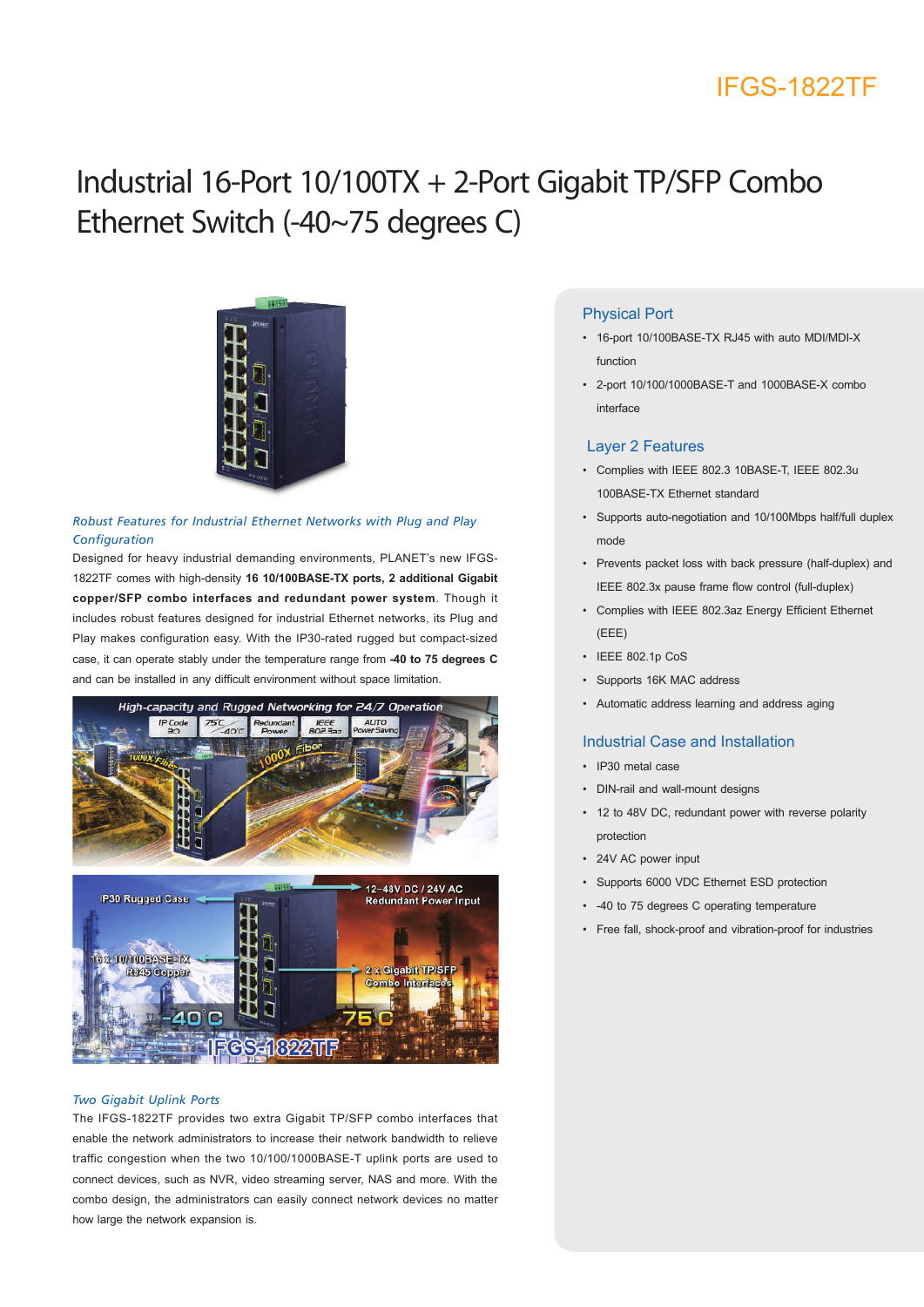IFGS-1822TF

# Industrial 16-Port 10/100TX + 2-Port Gigabit TP/SFP Combo Ethernet Switch (-40~75 degrees C)

*Robust Features for Industrial Ethernet Networks with Plug and Play Configuration*

Designed for heavy industrial demanding environments, PLANET's new IFGS-1822TF comes with high-density **16 10/100BASE-TX ports, 2 additional Gigabit copper/SFP combo interfaces and redundant power system**. Though it includes robust features designed for industrial Ethernet networks, its Plug and Play makes configuration easy. With the IP30-rated rugged but compact-sized case, it can operate stably under the temperature range from **-40 to 75 degrees C** and can be installed in any difficult environment without space limitation.

*Two Gigabit Uplink Ports*

The IFGS-1822TF provides two extra Gigabit TP/SFP combo interfaces that enable the network administrators to increase their network bandwidth to relieve traffic congestion when the two 10/100/1000BASE-T uplink ports are used to connect devices, such as NVR, video streaming server, NAS and more. With the combo design, the administrators can easily connect network devices no matter how large the network expansion is.

## Physical Port

- 16-port 10/100BASE-TX RJ45 with auto MDI/MDI-X function
- 2-port 10/100/1000BASE-T and 1000BASE-X combo interface

## Layer 2 Features

- Complies with IEEE 802.3 10BASE-T, IEEE 802.3u 100BASE-TX Ethernet standard
- Supports auto-negotiation and 10/100Mbps half/full duplex mode
- Prevents packet loss with back pressure (half-duplex) and IEEE 802.3x pause frame flow control (full-duplex)
- Complies with IEEE 802.3az Energy Efficient Ethernet (EEE)
- IEEE 802.1p CoS
- Supports 16K MAC address
- Automatic address learning and address aging

## Industrial Case and Installation

- IP30 metal case
- DIN-rail and wall-mount designs
- 12 to 48V DC, redundant power with reverse polarity protection
- 24V AC power input
- Supports 6000 VDC Ethernet ESD protection
- -40 to 75 degrees C operating temperature
- Free fall, shock-proof and vibration-proof for industries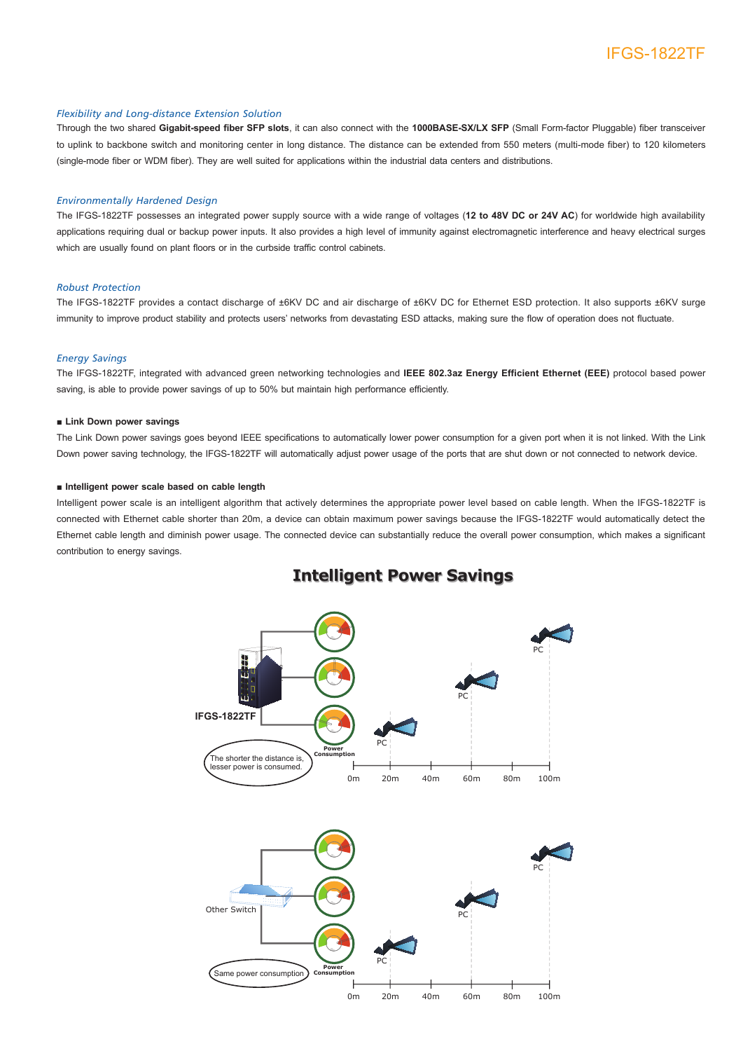### *Flexibility and Long-distance Extension Solution*

Through the two shared **Gigabit-speed fiber SFP slots**, it can also connect with the **1000BASE-SX/LX SFP** (Small Form-factor Pluggable) fiber transceiver to uplink to backbone switch and monitoring center in long distance. The distance can be extended from 550 meters (multi-mode fiber) to 120 kilometers (single-mode fiber or WDM fiber). They are well suited for applications within the industrial data centers and distributions.

### *Environmentally Hardened Design*

The IFGS-1822TF possesses an integrated power supply source with a wide range of voltages (**12 to 48V DC or 24V AC**) for worldwide high availability applications requiring dual or backup power inputs. It also provides a high level of immunity against electromagnetic interference and heavy electrical surges which are usually found on plant floors or in the curbside traffic control cabinets.

### *Robust Protection*

The IFGS-1822TF provides a contact discharge of ±6KV DC and air discharge of ±6KV DC for Ethernet ESD protection. It also supports ±6KV surge immunity to improve product stability and protects users' networks from devastating ESD attacks, making sure the flow of operation does not fluctuate.

### *Energy Savings*

The IFGS-1822TF, integrated with advanced green networking technologies and **IEEE 802.3az Energy Efficient Ethernet (EEE)** protocol based power saving, is able to provide power savings of up to 50% but maintain high performance efficiently.

**■ Link Down power savings**

The Link Down power savings goes beyond IEEE specifications to automatically lower power consumption for a given port when it is not linked. With the Link Down power saving technology, the IFGS-1822TF will automatically adjust power usage of the ports that are shut down or not connected to network device.

**■ Intelligent power scale based on cable length**

Intelligent power scale is an intelligent algorithm that actively determines the appropriate power level based on cable length. When the IFGS-1822TF is connected with Ethernet cable shorter than 20m, a device can obtain maximum power savings because the IFGS-1822TF would automatically detect the Ethernet cable length and diminish power usage. The connected device can substantially reduce the overall power consumption, which makes a significant contribution to energy savings.

**Intelligent Power Savings**

IFGS-1822TF
PC
PC
PC
Power Consumption
The shorter the distance is, lesser power is consumed.
0m 20m 40m 60m 80m 100m

Other Switch
PC
PC
PC
Power Consumption
Same power consumption
0m 20m 40m 60m 80m 100m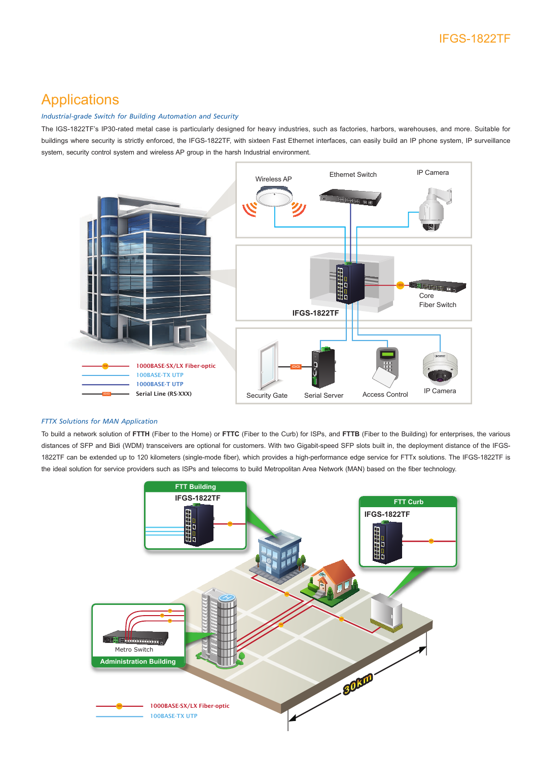# Applications

*Industrial-grade Switch for Building Automation and Security*

The IGS-1822TF's IP30-rated metal case is particularly designed for heavy industries, such as factories, harbors, warehouses, and more. Suitable for buildings where security is strictly enforced, the IFGS-1822TF, with sixteen Fast Ethernet interfaces, can easily build an IP phone system, IP surveillance system, security control system and wireless AP group in the harsh Industrial environment.

Wireless AP

Ethernet Switch

IP Camera

IFGS-1822TF

Core Fiber Switch

Security Gate

Serial Server

Access Control

IP Camera

1000BASE-SX/LX Fiber-optic

100BASE-TX UTP

1000BASE-T UTP

Serial Line (RS-XXX)

*FTTX Solutions for MAN Application*

To build a network solution of **FTTH** (Fiber to the Home) or **FTTC** (Fiber to the Curb) for ISPs, and **FTTB** (Fiber to the Building) for enterprises, the various distances of SFP and Bidi (WDM) transceivers are optional for customers. With two Gigabit-speed SFP slots built in, the deployment distance of the IFGS-1822TF can be extended up to 120 kilometers (single-mode fiber), which provides a high-performance edge service for FTTx solutions. The IFGS-1822TF is the ideal solution for service providers such as ISPs and telecoms to build Metropolitan Area Network (MAN) based on the fiber technology.

FTT Building

IFGS-1822TF

FTT Curb

IFGS-1822TF

Metro Switch

Administration Building

30km

1000BASE-SX/LX Fiber-optic

100BASE-TX UTP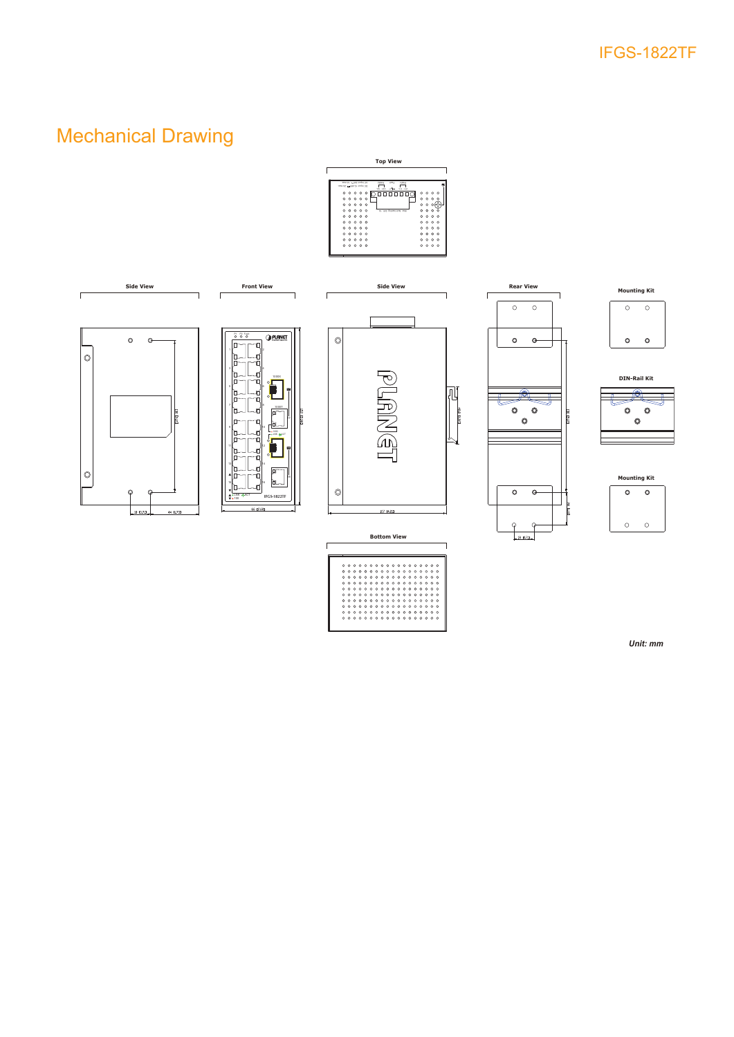# Mechanical Drawing

Top View

Side View

Front View

Side View

Rear View

Mounting Kit

DIN-Rail Kit

Mounting Kit

Bottom View

*Unit: mm*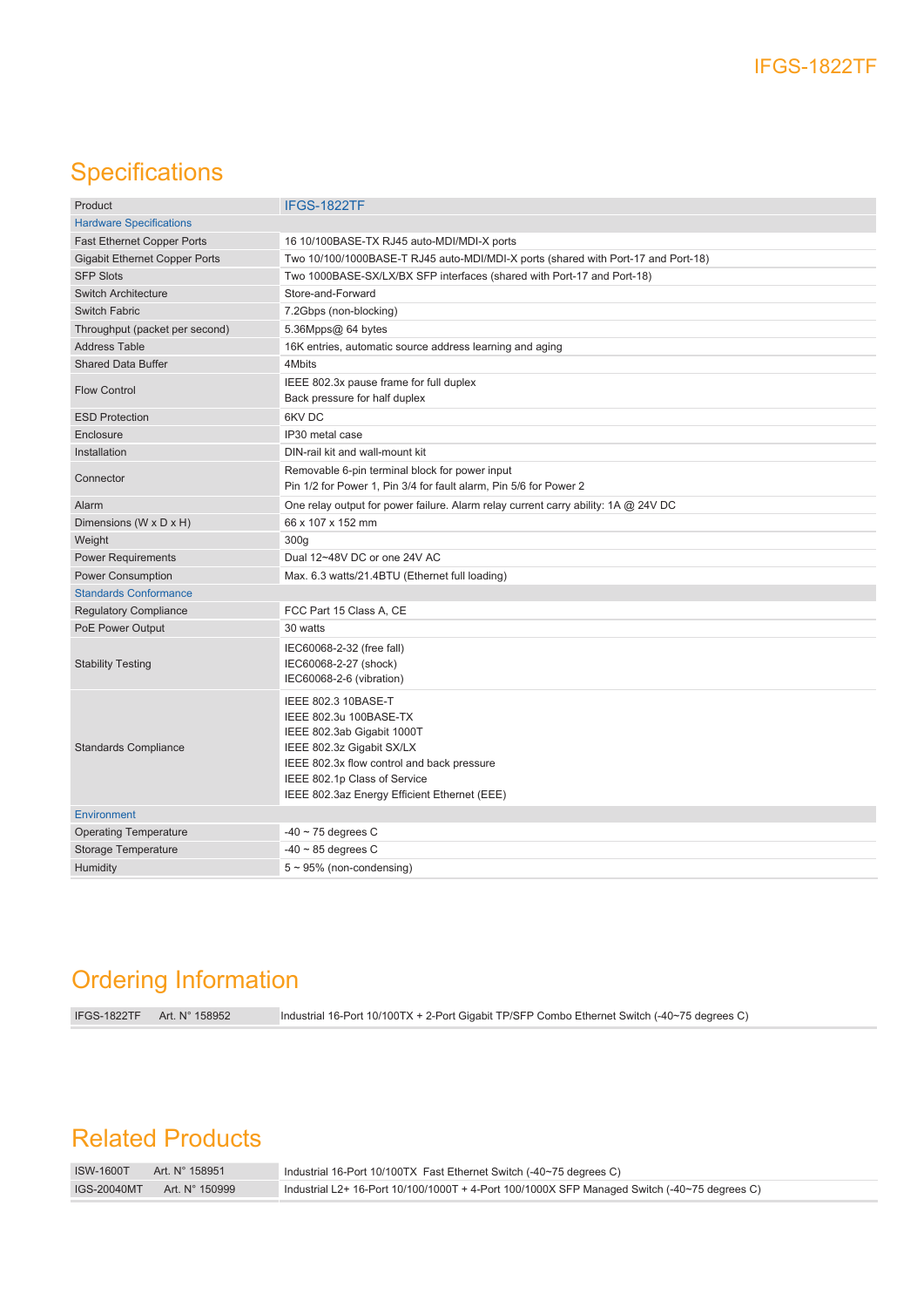## Specifications

| Product | IFGS-1822TF |
|---|---|
| **Hardware Specifications** | |
| Fast Ethernet Copper Ports | 16 10/100BASE-TX RJ45 auto-MDI/MDI-X ports |
| Gigabit Ethernet Copper Ports | Two 10/100/1000BASE-T RJ45 auto-MDI/MDI-X ports (shared with Port-17 and Port-18) |
| SFP Slots | Two 1000BASE-SX/LX/BX SFP interfaces (shared with Port-17 and Port-18) |
| Switch Architecture | Store-and-Forward |
| Switch Fabric | 7.2Gbps (non-blocking) |
| Throughput (packet per second) | 5.36Mpps@ 64 bytes |
| Address Table | 16K entries, automatic source address learning and aging |
| Shared Data Buffer | 4Mbits |
| Flow Control | IEEE 802.3x pause frame for full duplex<br>Back pressure for half duplex |
| ESD Protection | 6KV DC |
| Enclosure | IP30 metal case |
| Installation | DIN-rail kit and wall-mount kit |
| Connector | Removable 6-pin terminal block for power input<br>Pin 1/2 for Power 1, Pin 3/4 for fault alarm, Pin 5/6 for Power 2 |
| Alarm | One relay output for power failure. Alarm relay current carry ability: 1A @ 24V DC |
| Dimensions (W x D x H) | 66 x 107 x 152 mm |
| Weight | 300g |
| Power Requirements | Dual 12~48V DC or one 24V AC |
| Power Consumption | Max. 6.3 watts/21.4BTU (Ethernet full loading) |
| **Standards Conformance** | |
| Regulatory Compliance | FCC Part 15 Class A, CE |
| PoE Power Output | 30 watts |
| Stability Testing | IEC60068-2-32 (free fall)<br>IEC60068-2-27 (shock)<br>IEC60068-2-6 (vibration) |
| Standards Compliance | IEEE 802.3 10BASE-T<br>IEEE 802.3u 100BASE-TX<br>IEEE 802.3ab Gigabit 1000T<br>IEEE 802.3z Gigabit SX/LX<br>IEEE 802.3x flow control and back pressure<br>IEEE 802.1p Class of Service<br>IEEE 802.3az Energy Efficient Ethernet (EEE) |
| **Environment** | |
| Operating Temperature | -40 ~ 75 degrees C |
| Storage Temperature | -40 ~ 85 degrees C |
| Humidity | 5 ~ 95% (non-condensing) |

## Ordering Information

| | | |
|---|---|---|
| IFGS-1822TF | Art. N° 158952 | Industrial 16-Port 10/100TX + 2-Port Gigabit TP/SFP Combo Ethernet Switch (-40~75 degrees C) |

## Related Products

| | | |
|---|---|---|
| ISW-1600T | Art. N° 158951 | Industrial 16-Port 10/100TX Fast Ethernet Switch (-40~75 degrees C) |
| IGS-20040MT | Art. N° 150999 | Industrial L2+ 16-Port 10/100/1000T + 4-Port 100/1000X SFP Managed Switch (-40~75 degrees C) |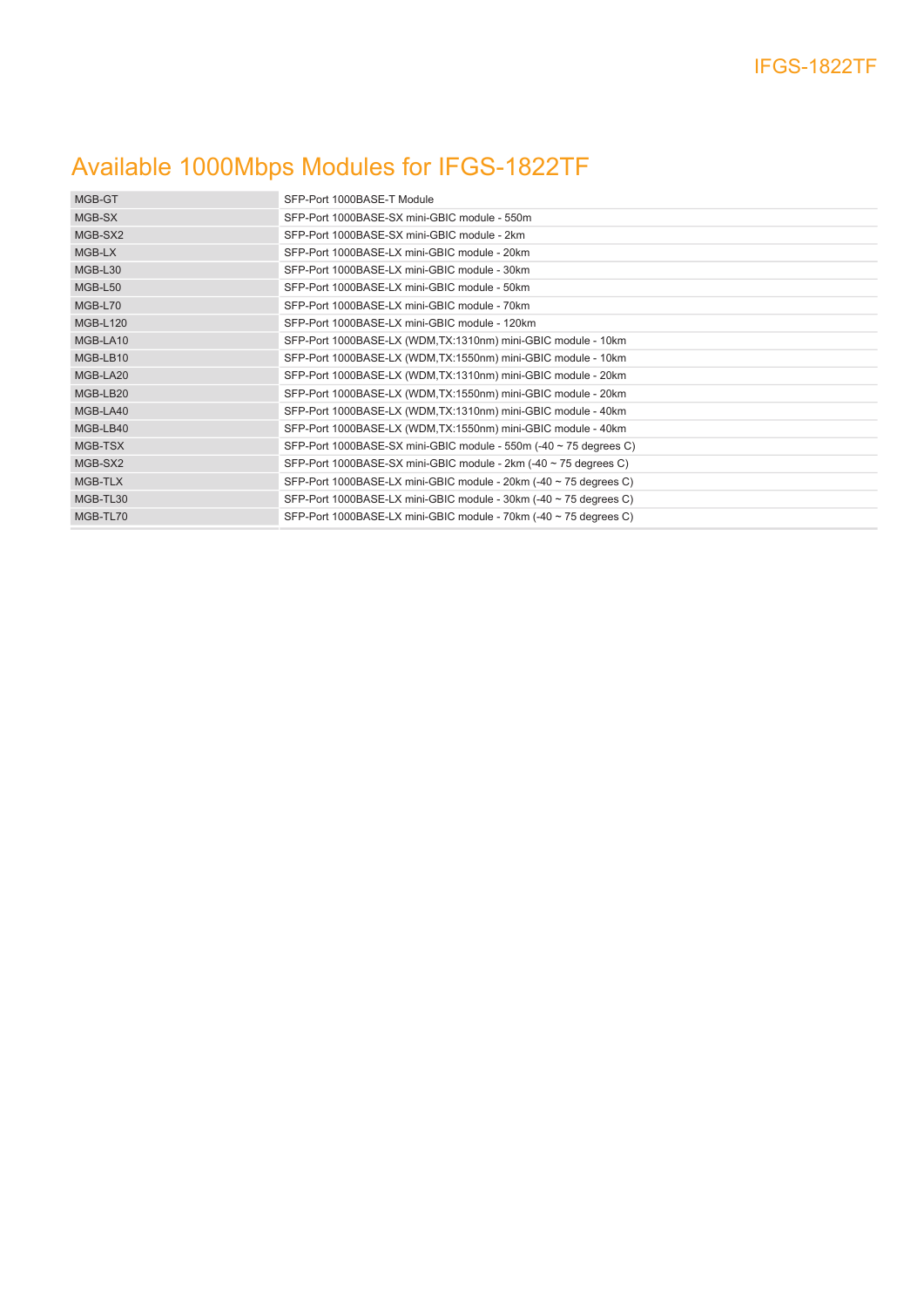# Available 1000Mbps Modules for IFGS-1822TF

| | |
|---|---|
| MGB-GT | SFP-Port 1000BASE-T Module |
| MGB-SX | SFP-Port 1000BASE-SX mini-GBIC module - 550m |
| MGB-SX2 | SFP-Port 1000BASE-SX mini-GBIC module - 2km |
| MGB-LX | SFP-Port 1000BASE-LX mini-GBIC module - 20km |
| MGB-L30 | SFP-Port 1000BASE-LX mini-GBIC module - 30km |
| MGB-L50 | SFP-Port 1000BASE-LX mini-GBIC module - 50km |
| MGB-L70 | SFP-Port 1000BASE-LX mini-GBIC module - 70km |
| MGB-L120 | SFP-Port 1000BASE-LX mini-GBIC module - 120km |
| MGB-LA10 | SFP-Port 1000BASE-LX (WDM,TX:1310nm) mini-GBIC module - 10km |
| MGB-LB10 | SFP-Port 1000BASE-LX (WDM,TX:1550nm) mini-GBIC module - 10km |
| MGB-LA20 | SFP-Port 1000BASE-LX (WDM,TX:1310nm) mini-GBIC module - 20km |
| MGB-LB20 | SFP-Port 1000BASE-LX (WDM,TX:1550nm) mini-GBIC module - 20km |
| MGB-LA40 | SFP-Port 1000BASE-LX (WDM,TX:1310nm) mini-GBIC module - 40km |
| MGB-LB40 | SFP-Port 1000BASE-LX (WDM,TX:1550nm) mini-GBIC module - 40km |
| MGB-TSX | SFP-Port 1000BASE-SX mini-GBIC module - 550m (-40 ~ 75 degrees C) |
| MGB-SX2 | SFP-Port 1000BASE-SX mini-GBIC module - 2km (-40 ~ 75 degrees C) |
| MGB-TLX | SFP-Port 1000BASE-LX mini-GBIC module - 20km (-40 ~ 75 degrees C) |
| MGB-TL30 | SFP-Port 1000BASE-LX mini-GBIC module - 30km (-40 ~ 75 degrees C) |
| MGB-TL70 | SFP-Port 1000BASE-LX mini-GBIC module - 70km (-40 ~ 75 degrees C) |